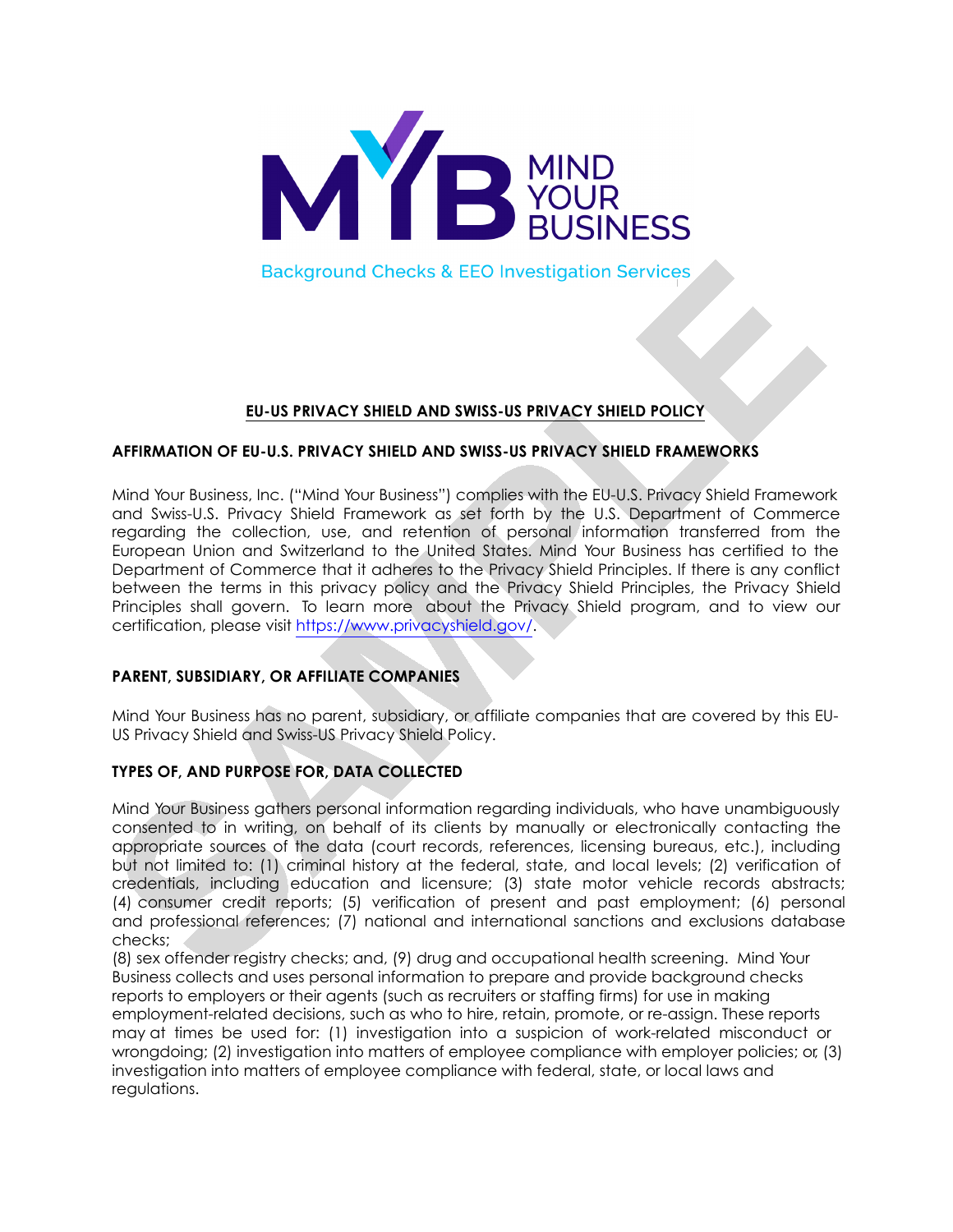MIND YOUR BUSINESS

Background Checks & EEO Investigation Services

# EU-US PRIVACY SHIELD AND SWISS-US PRIVACY SHIELD POLICY

## AFFIRMATION OF EU-U.S. PRIVACY SHIELD AND SWISS-US PRIVACY SHIELD FRAMEWORKS

Mind Your Business, Inc. ("Mind Your Business") complies with the EU-U.S. Privacy Shield Framework and Swiss-U.S. Privacy Shield Framework as set forth by the U.S. Department of Commerce regarding the collection, use, and retention of personal information transferred from the European Union and Switzerland to the United States. Mind Your Business has certified to the Department of Commerce that it adheres to the Privacy Shield Principles. If there is any conflict between the terms in this privacy policy and the Privacy Shield Principles, the Privacy Shield Principles shall govern. To learn more about the Privacy Shield program, and to view our certification, please visit https://www.privacyshield.gov/.

## PARENT, SUBSIDIARY, OR AFFILIATE COMPANIES

Mind Your Business has no parent, subsidiary, or affiliate companies that are covered by this EU-US Privacy Shield and Swiss-US Privacy Shield Policy.

## TYPES OF, AND PURPOSE FOR, DATA COLLECTED

Mind Your Business gathers personal information regarding individuals, who have unambiguously consented to in writing, on behalf of its clients by manually or electronically contacting the appropriate sources of the data (court records, references, licensing bureaus, etc.), including but not limited to: (1) criminal history at the federal, state, and local levels; (2) verification of credentials, including education and licensure; (3) state motor vehicle records abstracts; (4) consumer credit reports; (5) verification of present and past employment; (6) personal and professional references; (7) national and international sanctions and exclusions database checks;
(8) sex offender registry checks; and, (9) drug and occupational health screening. Mind Your Business collects and uses personal information to prepare and provide background checks reports to employers or their agents (such as recruiters or staffing firms) for use in making employment-related decisions, such as who to hire, retain, promote, or re-assign. These reports may at times be used for: (1) investigation into a suspicion of work-related misconduct or wrongdoing; (2) investigation into matters of employee compliance with employer policies; or, (3) investigation into matters of employee compliance with federal, state, or local laws and regulations.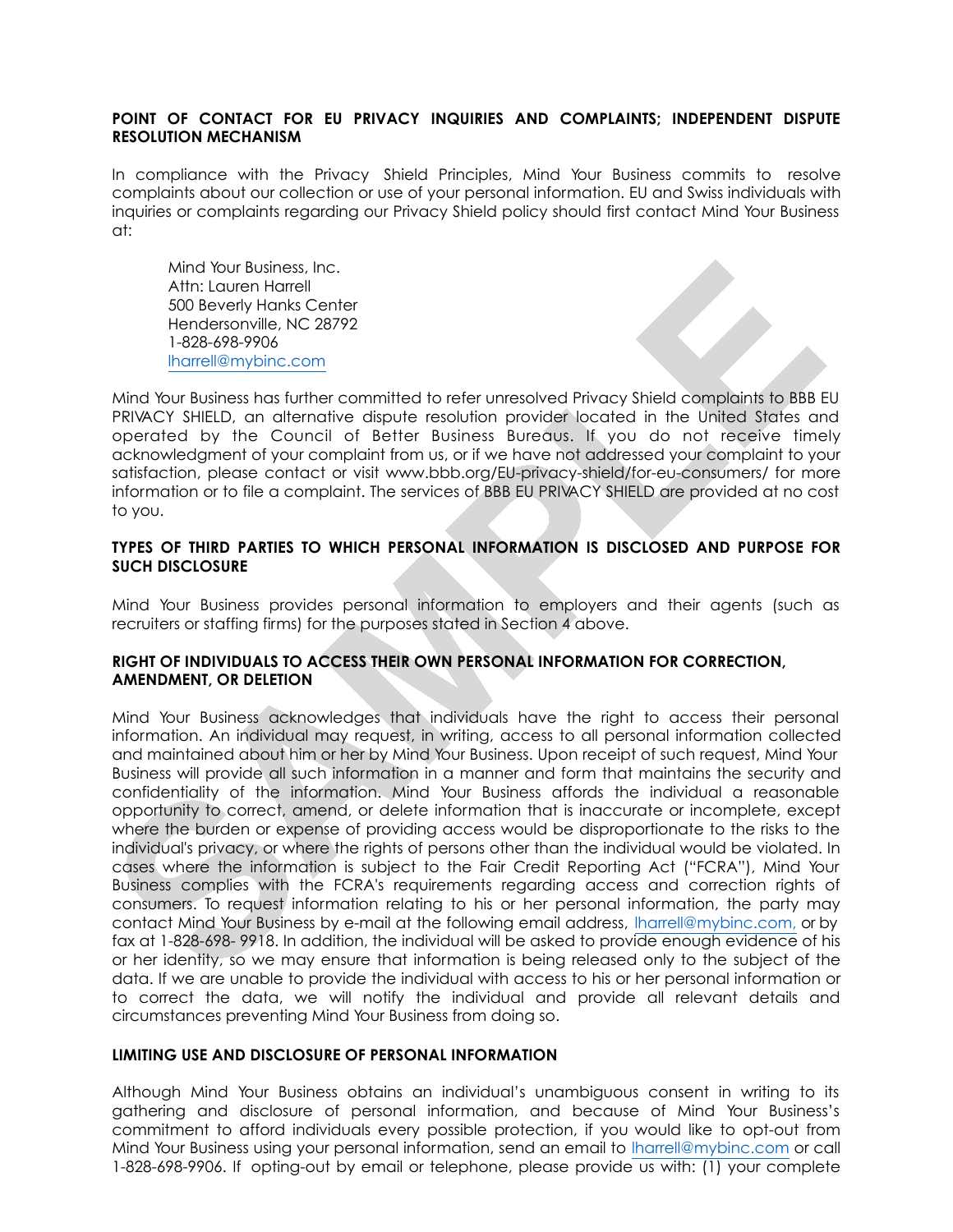**POINT OF CONTACT FOR EU PRIVACY INQUIRIES AND COMPLAINTS; INDEPENDENT DISPUTE RESOLUTION MECHANISM**

In compliance with the Privacy Shield Principles, Mind Your Business commits to resolve complaints about our collection or use of your personal information. EU and Swiss individuals with inquiries or complaints regarding our Privacy Shield policy should first contact Mind Your Business at:

Mind Your Business, Inc.
Attn: Lauren Harrell
500 Beverly Hanks Center
Hendersonville, NC 28792
1-828-698-9906
lharrell@mybinc.com

Mind Your Business has further committed to refer unresolved Privacy Shield complaints to BBB EU PRIVACY SHIELD, an alternative dispute resolution provider located in the United States and operated by the Council of Better Business Bureaus. If you do not receive timely acknowledgment of your complaint from us, or if we have not addressed your complaint to your satisfaction, please contact or visit www.bbb.org/EU-privacy-shield/for-eu-consumers/ for more information or to file a complaint. The services of BBB EU PRIVACY SHIELD are provided at no cost to you.

**TYPES OF THIRD PARTIES TO WHICH PERSONAL INFORMATION IS DISCLOSED AND PURPOSE FOR SUCH DISCLOSURE**

Mind Your Business provides personal information to employers and their agents (such as recruiters or staffing firms) for the purposes stated in Section 4 above.

**RIGHT OF INDIVIDUALS TO ACCESS THEIR OWN PERSONAL INFORMATION FOR CORRECTION, AMENDMENT, OR DELETION**

Mind Your Business acknowledges that individuals have the right to access their personal information. An individual may request, in writing, access to all personal information collected and maintained about him or her by Mind Your Business. Upon receipt of such request, Mind Your Business will provide all such information in a manner and form that maintains the security and confidentiality of the information. Mind Your Business affords the individual a reasonable opportunity to correct, amend, or delete information that is inaccurate or incomplete, except where the burden or expense of providing access would be disproportionate to the risks to the individual's privacy, or where the rights of persons other than the individual would be violated. In cases where the information is subject to the Fair Credit Reporting Act ("FCRA"), Mind Your Business complies with the FCRA's requirements regarding access and correction rights of consumers. To request information relating to his or her personal information, the party may contact Mind Your Business by e-mail at the following email address, lharrell@mybinc.com, or by fax at 1-828-698- 9918. In addition, the individual will be asked to provide enough evidence of his or her identity, so we may ensure that information is being released only to the subject of the data. If we are unable to provide the individual with access to his or her personal information or to correct the data, we will notify the individual and provide all relevant details and circumstances preventing Mind Your Business from doing so.

**LIMITING USE AND DISCLOSURE OF PERSONAL INFORMATION**

Although Mind Your Business obtains an individual's unambiguous consent in writing to its gathering and disclosure of personal information, and because of Mind Your Business's commitment to afford individuals every possible protection, if you would like to opt-out from Mind Your Business using your personal information, send an email to lharrell@mybinc.com or call 1-828-698-9906. If opting-out by email or telephone, please provide us with: (1) your complete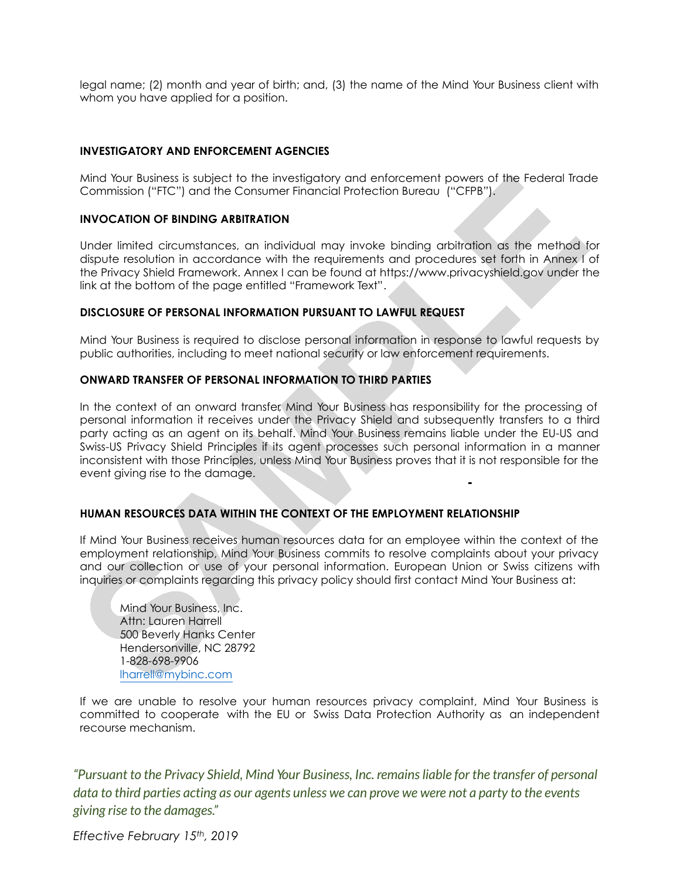legal name; (2) month and year of birth; and, (3) the name of the Mind Your Business client with whom you have applied for a position.

**INVESTIGATORY AND ENFORCEMENT AGENCIES**

Mind Your Business is subject to the investigatory and enforcement powers of the Federal Trade Commission ("FTC") and the Consumer Financial Protection Bureau ("CFPB").

**INVOCATION OF BINDING ARBITRATION**

Under limited circumstances, an individual may invoke binding arbitration as the method for dispute resolution in accordance with the requirements and procedures set forth in Annex I of the Privacy Shield Framework. Annex I can be found at https://www.privacyshield.gov under the link at the bottom of the page entitled "Framework Text".

**DISCLOSURE OF PERSONAL INFORMATION PURSUANT TO LAWFUL REQUEST**

Mind Your Business is required to disclose personal information in response to lawful requests by public authorities, including to meet national security or law enforcement requirements.

**ONWARD TRANSFER OF PERSONAL INFORMATION TO THIRD PARTIES**

In the context of an onward transfer, Mind Your Business has responsibility for the processing of personal information it receives under the Privacy Shield and subsequently transfers to a third party acting as an agent on its behalf. Mind Your Business remains liable under the EU-US and Swiss-US Privacy Shield Principles if its agent processes such personal information in a manner inconsistent with those Principles, unless Mind Your Business proves that it is not responsible for the event giving rise to the damage.

**HUMAN RESOURCES DATA WITHIN THE CONTEXT OF THE EMPLOYMENT RELATIONSHIP**

If Mind Your Business receives human resources data for an employee within the context of the employment relationship, Mind Your Business commits to resolve complaints about your privacy and our collection or use of your personal information. European Union or Swiss citizens with inquiries or complaints regarding this privacy policy should first contact Mind Your Business at:

Mind Your Business, Inc.
Attn: Lauren Harrell
500 Beverly Hanks Center
Hendersonville, NC 28792
1-828-698-9906
lharrell@mybinc.com

If we are unable to resolve your human resources privacy complaint, Mind Your Business is committed to cooperate with the EU or Swiss Data Protection Authority as an independent recourse mechanism.

*"Pursuant to the Privacy Shield, Mind Your Business, Inc. remains liable for the transfer of personal data to third parties acting as our agents unless we can prove we were not a party to the events giving rise to the damages."*

*Effective February 15th, 2019*